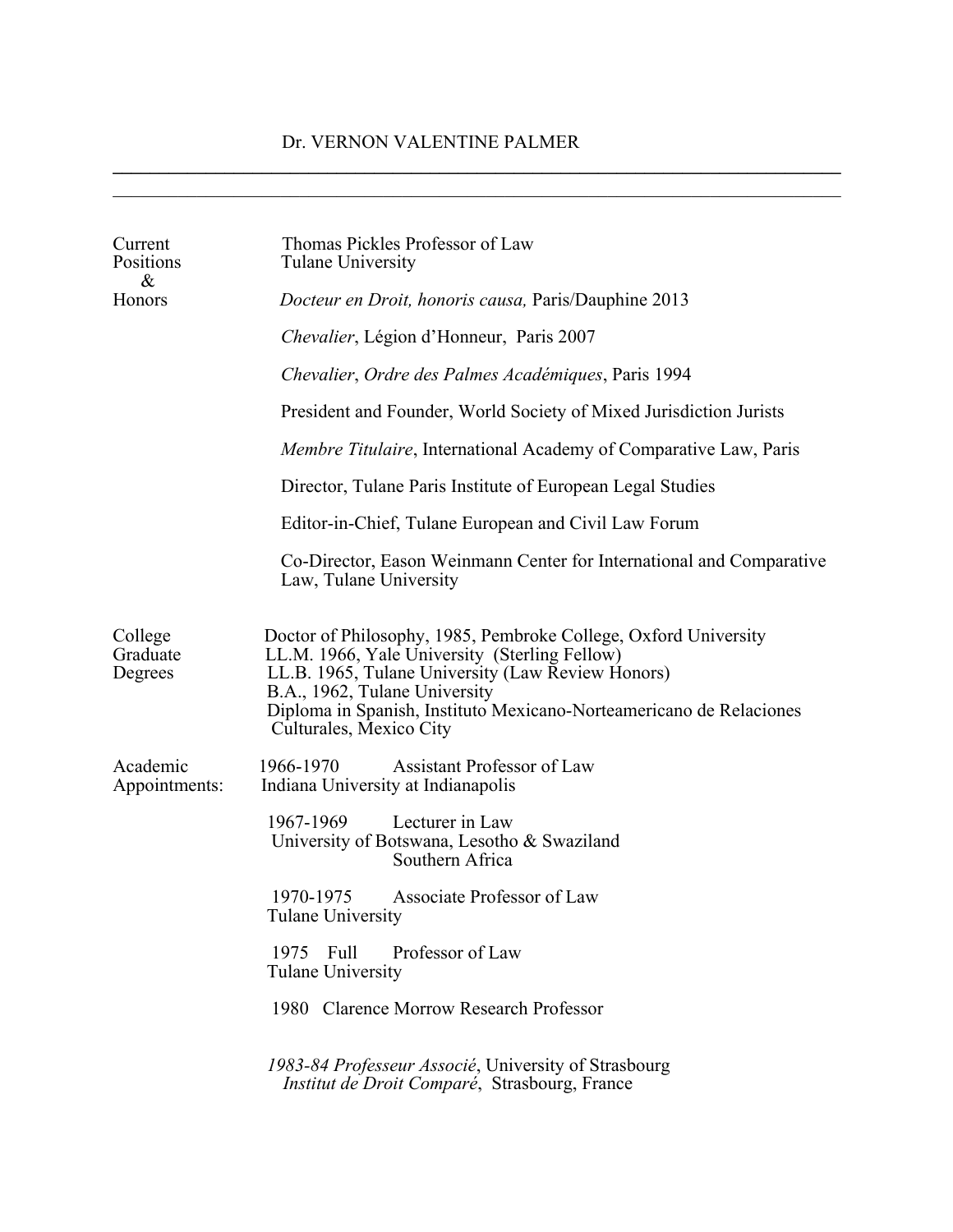# Dr. VERNON VALENTINE PALMER

---

**Current Positions & Honors**

Thomas Pickles Professor of Law
Tulane University

*Docteur en Droit, honoris causa,* Paris/Dauphine 2013

*Chevalier*, Légion d'Honneur, Paris 2007

*Chevalier*, *Ordre des Palmes Académiques*, Paris 1994

President and Founder, World Society of Mixed Jurisdiction Jurists

*Membre Titulaire*, International Academy of Comparative Law, Paris

Director, Tulane Paris Institute of European Legal Studies

Editor-in-Chief, Tulane European and Civil Law Forum

Co-Director, Eason Weinmann Center for International and Comparative Law, Tulane University

**College Graduate Degrees**

Doctor of Philosophy, 1985, Pembroke College, Oxford University
LL.M. 1966, Yale University (Sterling Fellow)
LL.B. 1965, Tulane University (Law Review Honors)
B.A., 1962, Tulane University
Diploma in Spanish, Instituto Mexicano-Norteamericano de Relaciones Culturales, Mexico City

**Academic Appointments:**

1966-1970 Assistant Professor of Law
Indiana University at Indianapolis

1967-1969 Lecturer in Law
University of Botswana, Lesotho & Swaziland
Southern Africa

1970-1975 Associate Professor of Law
Tulane University

1975 Full Professor of Law
Tulane University

1980 Clarence Morrow Research Professor

*1983-84 Professeur Associé*, University of Strasbourg
*Institut de Droit Comparé*, Strasbourg, France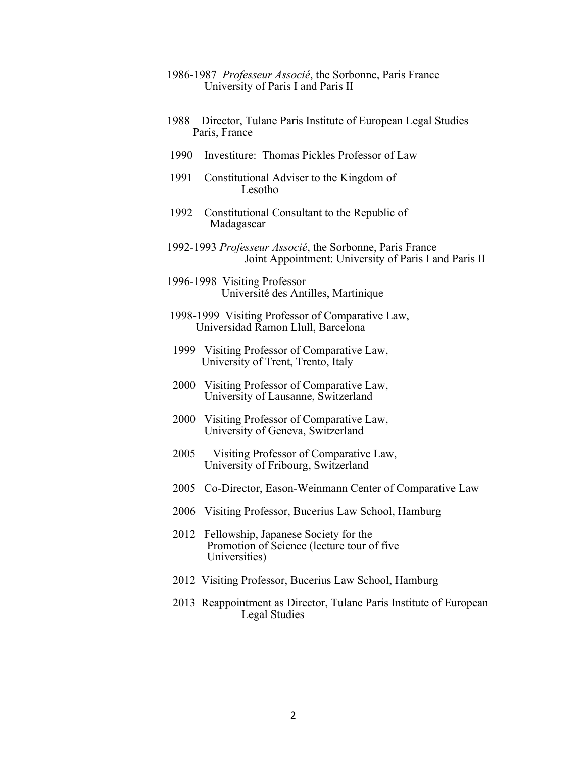1986-1987 *Professeur Associé*, the Sorbonne, Paris France
University of Paris I and Paris II

1988 Director, Tulane Paris Institute of European Legal Studies
Paris, France

1990 Investiture: Thomas Pickles Professor of Law

1991 Constitutional Adviser to the Kingdom of
Lesotho

1992 Constitutional Consultant to the Republic of
Madagascar

1992-1993 *Professeur Associé*, the Sorbonne, Paris France
Joint Appointment: University of Paris I and Paris II

1996-1998 Visiting Professor
Université des Antilles, Martinique

1998-1999 Visiting Professor of Comparative Law,
Universidad Ramon Llull, Barcelona

1999 Visiting Professor of Comparative Law,
University of Trent, Trento, Italy

2000 Visiting Professor of Comparative Law,
University of Lausanne, Switzerland

2000 Visiting Professor of Comparative Law,
University of Geneva, Switzerland

2005 Visiting Professor of Comparative Law,
University of Fribourg, Switzerland

2005 Co-Director, Eason-Weinmann Center of Comparative Law

2006 Visiting Professor, Bucerius Law School, Hamburg

2012 Fellowship, Japanese Society for the
Promotion of Science (lecture tour of five
Universities)

2012 Visiting Professor, Bucerius Law School, Hamburg

2013 Reappointment as Director, Tulane Paris Institute of European
Legal Studies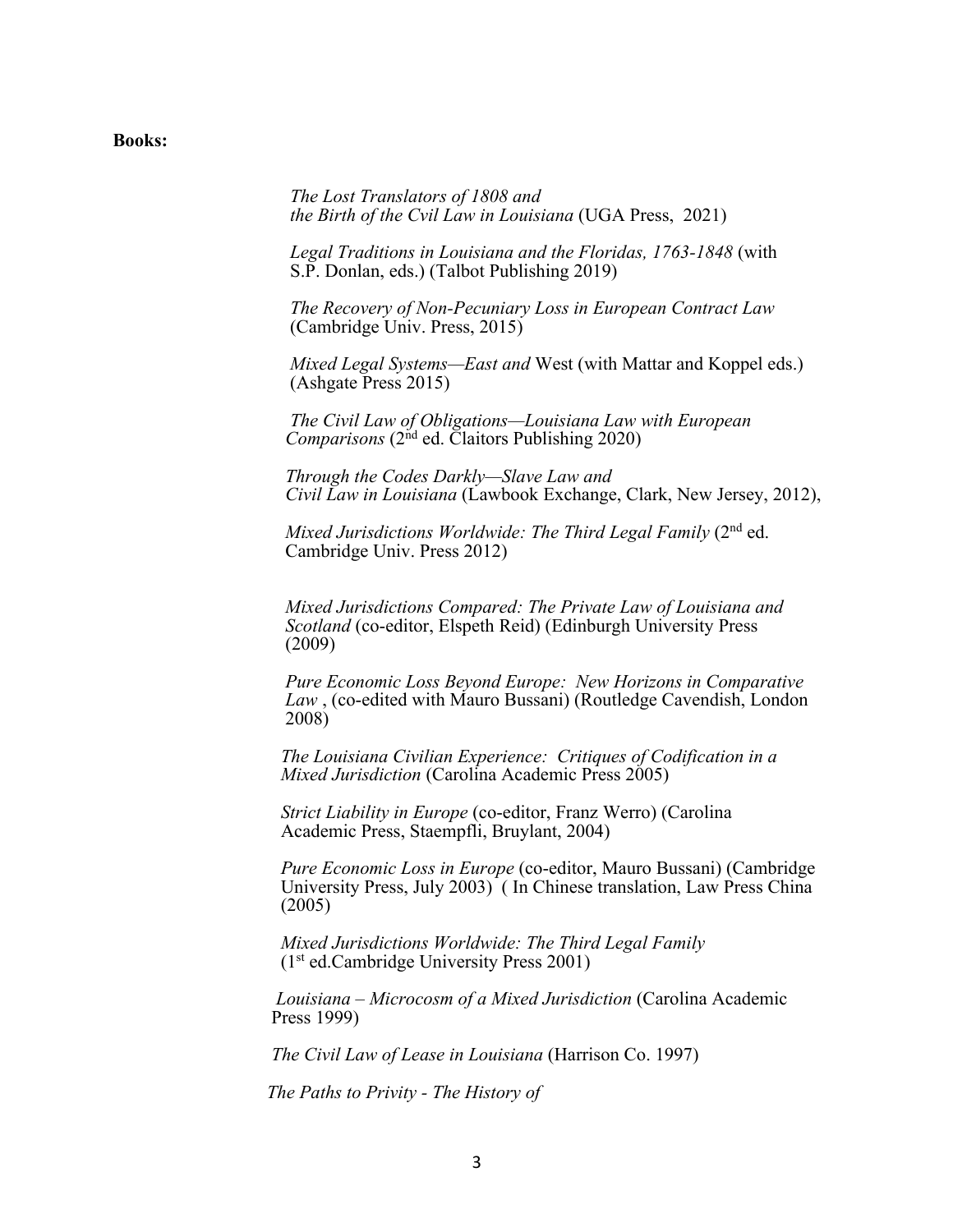**Books:**

*The Lost Translators of 1808 and the Birth of the Cvil Law in Louisiana* (UGA Press, 2021)

*Legal Traditions in Louisiana and the Floridas, 1763-1848* (with S.P. Donlan, eds.) (Talbot Publishing 2019)

*The Recovery of Non-Pecuniary Loss in European Contract Law* (Cambridge Univ. Press, 2015)

*Mixed Legal Systems—East and* West (with Mattar and Koppel eds.) (Ashgate Press 2015)

*The Civil Law of Obligations—Louisiana Law with European Comparisons* (2nd ed. Claitors Publishing 2020)

*Through the Codes Darkly—Slave Law and Civil Law in Louisiana* (Lawbook Exchange, Clark, New Jersey, 2012),

*Mixed Jurisdictions Worldwide: The Third Legal Family* (2nd ed. Cambridge Univ. Press 2012)

*Mixed Jurisdictions Compared: The Private Law of Louisiana and Scotland* (co-editor, Elspeth Reid) (Edinburgh University Press (2009)

*Pure Economic Loss Beyond Europe: New Horizons in Comparative Law* , (co-edited with Mauro Bussani) (Routledge Cavendish, London 2008)

*The Louisiana Civilian Experience: Critiques of Codification in a Mixed Jurisdiction* (Carolina Academic Press 2005)

*Strict Liability in Europe* (co-editor, Franz Werro) (Carolina Academic Press, Staempfli, Bruylant, 2004)

*Pure Economic Loss in Europe* (co-editor, Mauro Bussani) (Cambridge University Press, July 2003) ( In Chinese translation, Law Press China (2005)

*Mixed Jurisdictions Worldwide: The Third Legal Family* (1st ed.Cambridge University Press 2001)

*Louisiana – Microcosm of a Mixed Jurisdiction* (Carolina Academic Press 1999)

*The Civil Law of Lease in Louisiana* (Harrison Co. 1997)

*The Paths to Privity - The History of*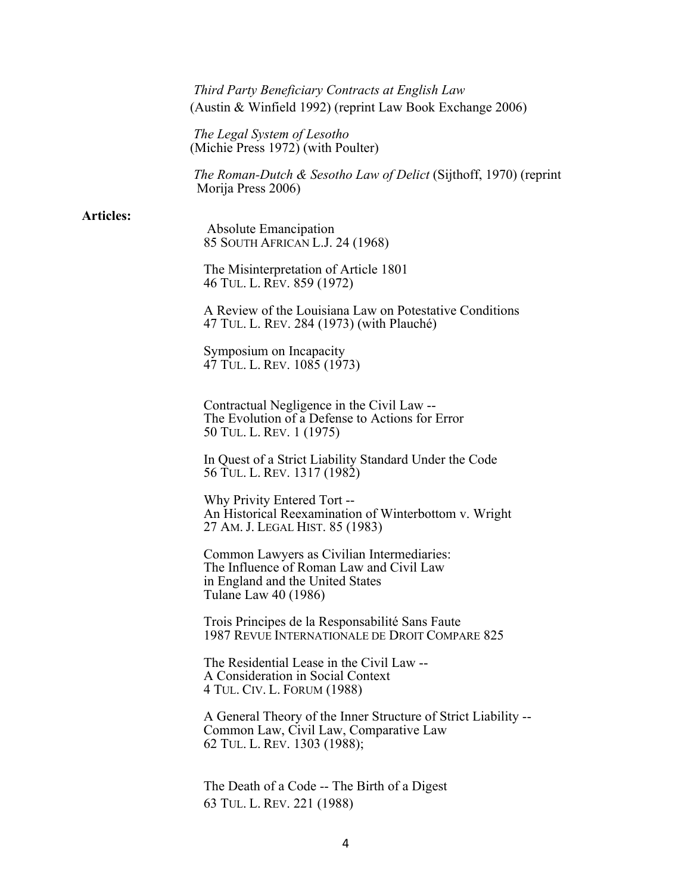*Third Party Beneficiary Contracts at English Law*
(Austin & Winfield 1992) (reprint Law Book Exchange 2006)

*The Legal System of Lesotho*
(Michie Press 1972) (with Poulter)

*The Roman-Dutch & Sesotho Law of Delict* (Sijthoff, 1970) (reprint Morija Press 2006)

**Articles:**

Absolute Emancipation
85 SOUTH AFRICAN L.J. 24 (1968)

The Misinterpretation of Article 1801
46 TUL. L. REV. 859 (1972)

A Review of the Louisiana Law on Potestative Conditions
47 TUL. L. REV. 284 (1973) (with Plauché)

Symposium on Incapacity
47 TUL. L. REV. 1085 (1973)

Contractual Negligence in the Civil Law --
The Evolution of a Defense to Actions for Error
50 TUL. L. REV. 1 (1975)

In Quest of a Strict Liability Standard Under the Code
56 TUL. L. REV. 1317 (1982)

Why Privity Entered Tort --
An Historical Reexamination of Winterbottom v. Wright
27 AM. J. LEGAL HIST. 85 (1983)

Common Lawyers as Civilian Intermediaries:
The Influence of Roman Law and Civil Law
in England and the United States
Tulane Law 40 (1986)

Trois Principes de la Responsabilité Sans Faute
1987 REVUE INTERNATIONALE DE DROIT COMPARE 825

The Residential Lease in the Civil Law --
A Consideration in Social Context
4 TUL. CIV. L. FORUM (1988)

A General Theory of the Inner Structure of Strict Liability --
Common Law, Civil Law, Comparative Law
62 TUL. L. REV. 1303 (1988);

The Death of a Code -- The Birth of a Digest
63 TUL. L. REV. 221 (1988)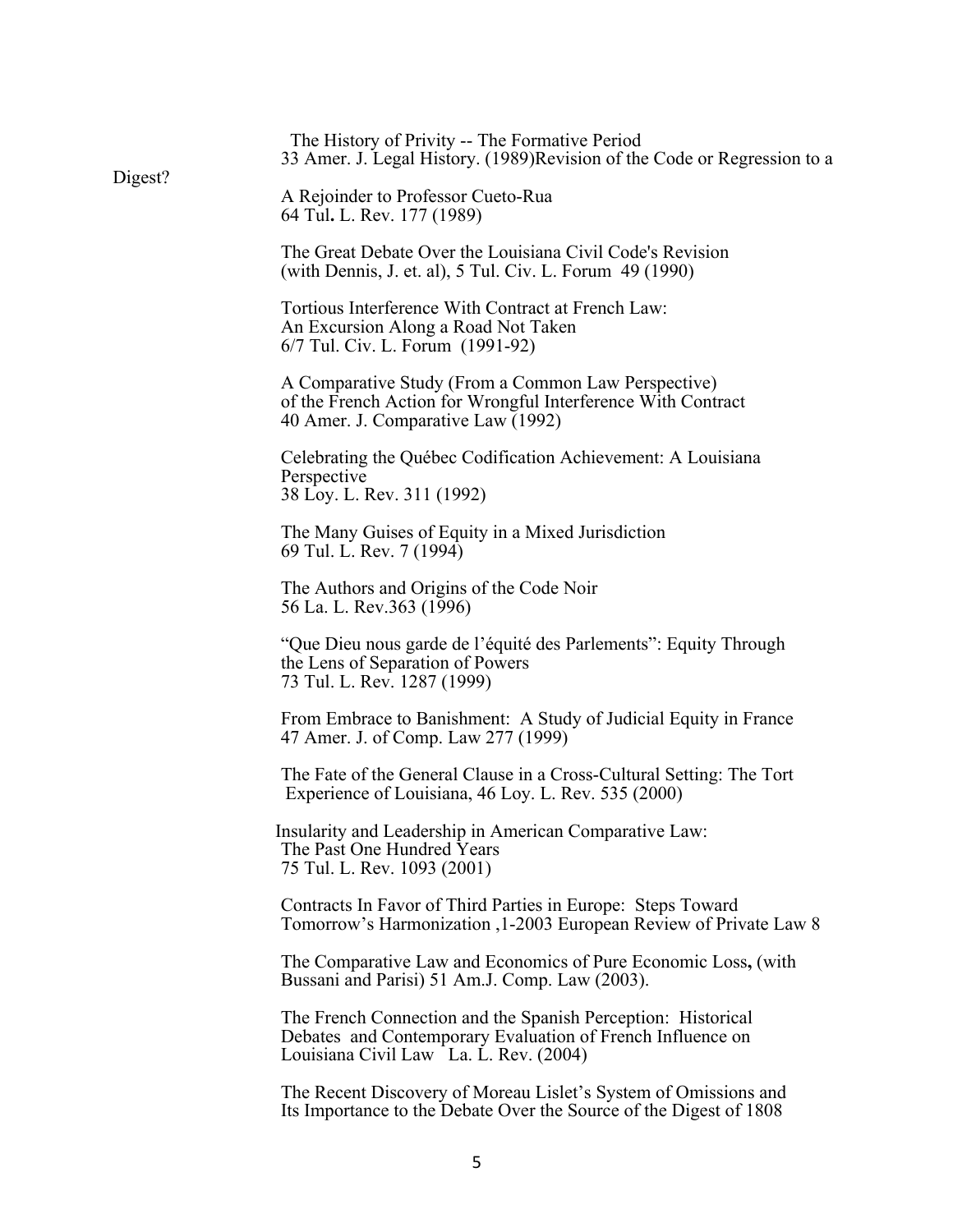The History of Privity -- The Formative Period
33 Amer. J. Legal History. (1989)Revision of the Code or Regression to a Digest?

A Rejoinder to Professor Cueto-Rua
64 Tul. L. Rev. 177 (1989)

The Great Debate Over the Louisiana Civil Code's Revision
(with Dennis, J. et. al), 5 Tul. Civ. L. Forum 49 (1990)

Tortious Interference With Contract at French Law:
An Excursion Along a Road Not Taken
6/7 Tul. Civ. L. Forum (1991-92)

A Comparative Study (From a Common Law Perspective)
of the French Action for Wrongful Interference With Contract
40 Amer. J. Comparative Law (1992)

Celebrating the Québec Codification Achievement: A Louisiana Perspective
38 Loy. L. Rev. 311 (1992)

The Many Guises of Equity in a Mixed Jurisdiction
69 Tul. L. Rev. 7 (1994)

The Authors and Origins of the Code Noir
56 La. L. Rev.363 (1996)

"Que Dieu nous garde de l'équité des Parlements": Equity Through the Lens of Separation of Powers
73 Tul. L. Rev. 1287 (1999)

From Embrace to Banishment: A Study of Judicial Equity in France
47 Amer. J. of Comp. Law 277 (1999)

The Fate of the General Clause in a Cross-Cultural Setting: The Tort Experience of Louisiana, 46 Loy. L. Rev. 535 (2000)

Insularity and Leadership in American Comparative Law:
The Past One Hundred Years
75 Tul. L. Rev. 1093 (2001)

Contracts In Favor of Third Parties in Europe: Steps Toward Tomorrow's Harmonization ,1-2003 European Review of Private Law 8

The Comparative Law and Economics of Pure Economic Loss, (with Bussani and Parisi) 51 Am.J. Comp. Law (2003).

The French Connection and the Spanish Perception: Historical Debates and Contemporary Evaluation of French Influence on Louisiana Civil Law La. L. Rev. (2004)

The Recent Discovery of Moreau Lislet's System of Omissions and Its Importance to the Debate Over the Source of the Digest of 1808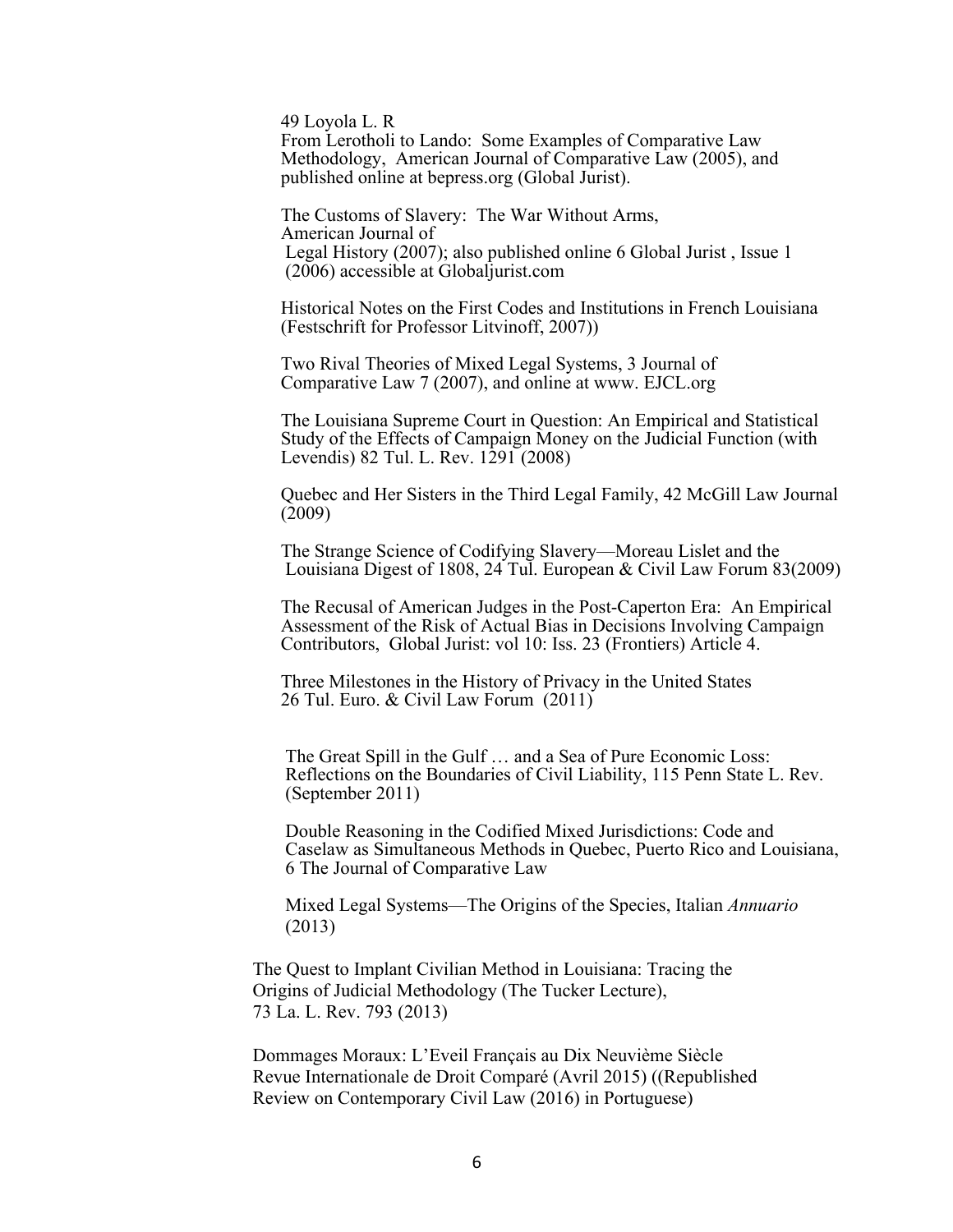49 Loyola L. R

From Lerotholi to Lando: Some Examples of Comparative Law Methodology, American Journal of Comparative Law (2005), and published online at bepress.org (Global Jurist).

The Customs of Slavery: The War Without Arms, American Journal of Legal History (2007); also published online 6 Global Jurist , Issue 1 (2006) accessible at Globaljurist.com

Historical Notes on the First Codes and Institutions in French Louisiana (Festschrift for Professor Litvinoff, 2007))

Two Rival Theories of Mixed Legal Systems, 3 Journal of Comparative Law 7 (2007), and online at www. EJCL.org

The Louisiana Supreme Court in Question: An Empirical and Statistical Study of the Effects of Campaign Money on the Judicial Function (with Levendis) 82 Tul. L. Rev. 1291 (2008)

Quebec and Her Sisters in the Third Legal Family, 42 McGill Law Journal (2009)

The Strange Science of Codifying Slavery—Moreau Lislet and the Louisiana Digest of 1808, 24 Tul. European & Civil Law Forum 83(2009)

The Recusal of American Judges in the Post-Caperton Era: An Empirical Assessment of the Risk of Actual Bias in Decisions Involving Campaign Contributors, Global Jurist: vol 10: Iss. 23 (Frontiers) Article 4.

Three Milestones in the History of Privacy in the United States 26 Tul. Euro. & Civil Law Forum (2011)

The Great Spill in the Gulf … and a Sea of Pure Economic Loss: Reflections on the Boundaries of Civil Liability, 115 Penn State L. Rev. (September 2011)

Double Reasoning in the Codified Mixed Jurisdictions: Code and Caselaw as Simultaneous Methods in Quebec, Puerto Rico and Louisiana, 6 The Journal of Comparative Law

Mixed Legal Systems—The Origins of the Species, Italian *Annuario* (2013)

The Quest to Implant Civilian Method in Louisiana: Tracing the Origins of Judicial Methodology (The Tucker Lecture), 73 La. L. Rev. 793 (2013)

Dommages Moraux: L'Eveil Français au Dix Neuvième Siècle Revue Internationale de Droit Comparé (Avril 2015) ((Republished Review on Contemporary Civil Law (2016) in Portuguese)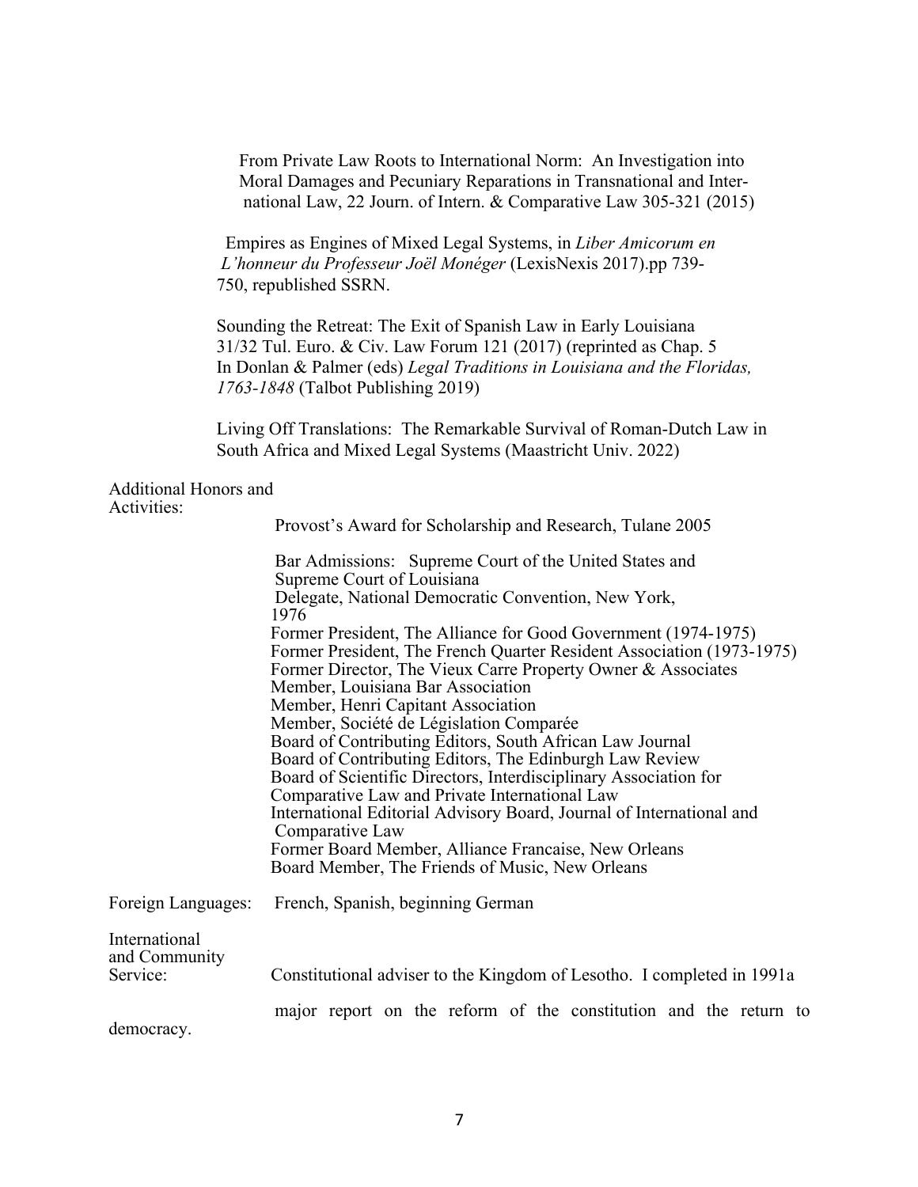From Private Law Roots to International Norm: An Investigation into Moral Damages and Pecuniary Reparations in Transnational and International Law, 22 Journ. of Intern. & Comparative Law 305-321 (2015)

Empires as Engines of Mixed Legal Systems, in *Liber Amicorum en L'honneur du Professeur Joël Monéger* (LexisNexis 2017).pp 739-750, republished SSRN.

Sounding the Retreat: The Exit of Spanish Law in Early Louisiana 31/32 Tul. Euro. & Civ. Law Forum 121 (2017) (reprinted as Chap. 5 In Donlan & Palmer (eds) *Legal Traditions in Louisiana and the Floridas, 1763-1848* (Talbot Publishing 2019)

Living Off Translations: The Remarkable Survival of Roman-Dutch Law in South Africa and Mixed Legal Systems (Maastricht Univ. 2022)

**Additional Honors and Activities:**

Provost's Award for Scholarship and Research, Tulane 2005

Bar Admissions: Supreme Court of the United States and Supreme Court of Louisiana
Delegate, National Democratic Convention, New York, 1976
Former President, The Alliance for Good Government (1974-1975)
Former President, The French Quarter Resident Association (1973-1975)
Former Director, The Vieux Carre Property Owner & Associates
Member, Louisiana Bar Association
Member, Henri Capitant Association
Member, Société de Législation Comparée
Board of Contributing Editors, South African Law Journal
Board of Contributing Editors, The Edinburgh Law Review
Board of Scientific Directors, Interdisciplinary Association for Comparative Law and Private International Law
International Editorial Advisory Board, Journal of International and Comparative Law
Former Board Member, Alliance Francaise, New Orleans
Board Member, The Friends of Music, New Orleans

**Foreign Languages:** French, Spanish, beginning German

**International and Community Service:** Constitutional adviser to the Kingdom of Lesotho. I completed in 1991a major report on the reform of the constitution and the return to democracy.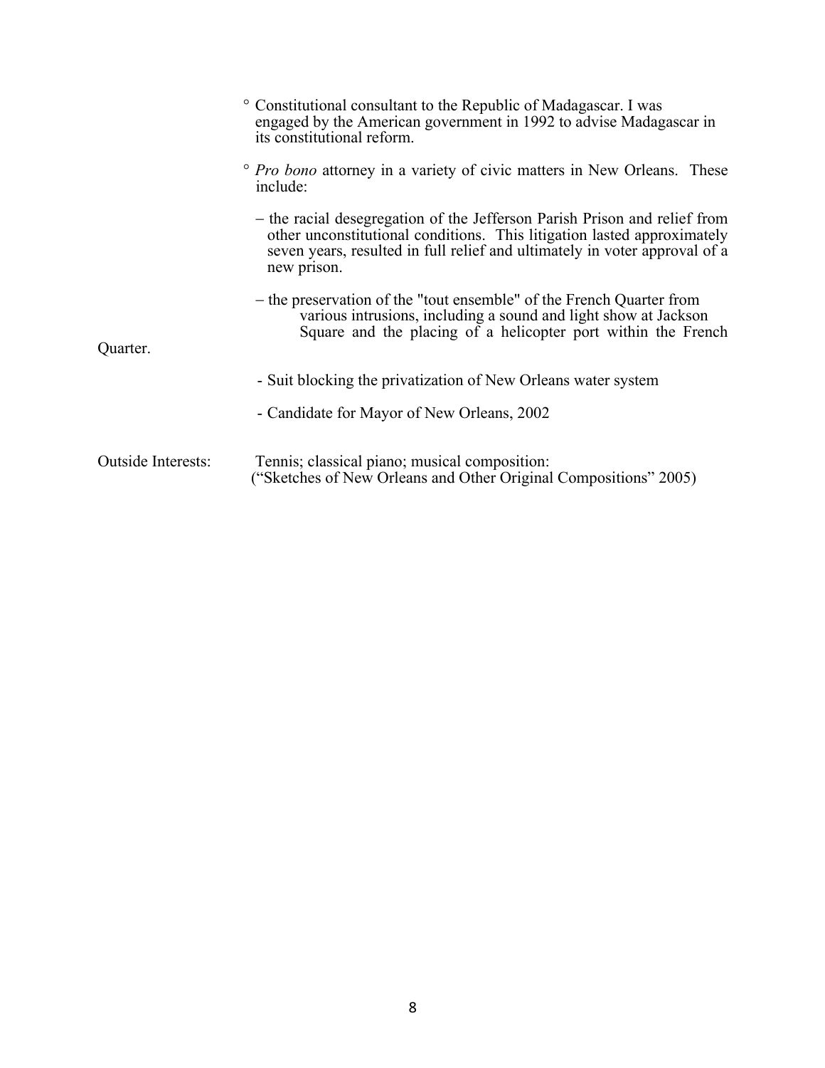° Constitutional consultant to the Republic of Madagascar. I was engaged by the American government in 1992 to advise Madagascar in its constitutional reform.

° *Pro bono* attorney in a variety of civic matters in New Orleans. These include:

– the racial desegregation of the Jefferson Parish Prison and relief from other unconstitutional conditions. This litigation lasted approximately seven years, resulted in full relief and ultimately in voter approval of a new prison.

– the preservation of the "tout ensemble" of the French Quarter from various intrusions, including a sound and light show at Jackson Square and the placing of a helicopter port within the French Quarter.

- Suit blocking the privatization of New Orleans water system

- Candidate for Mayor of New Orleans, 2002

Outside Interests: Tennis; classical piano; musical composition: ("Sketches of New Orleans and Other Original Compositions" 2005)